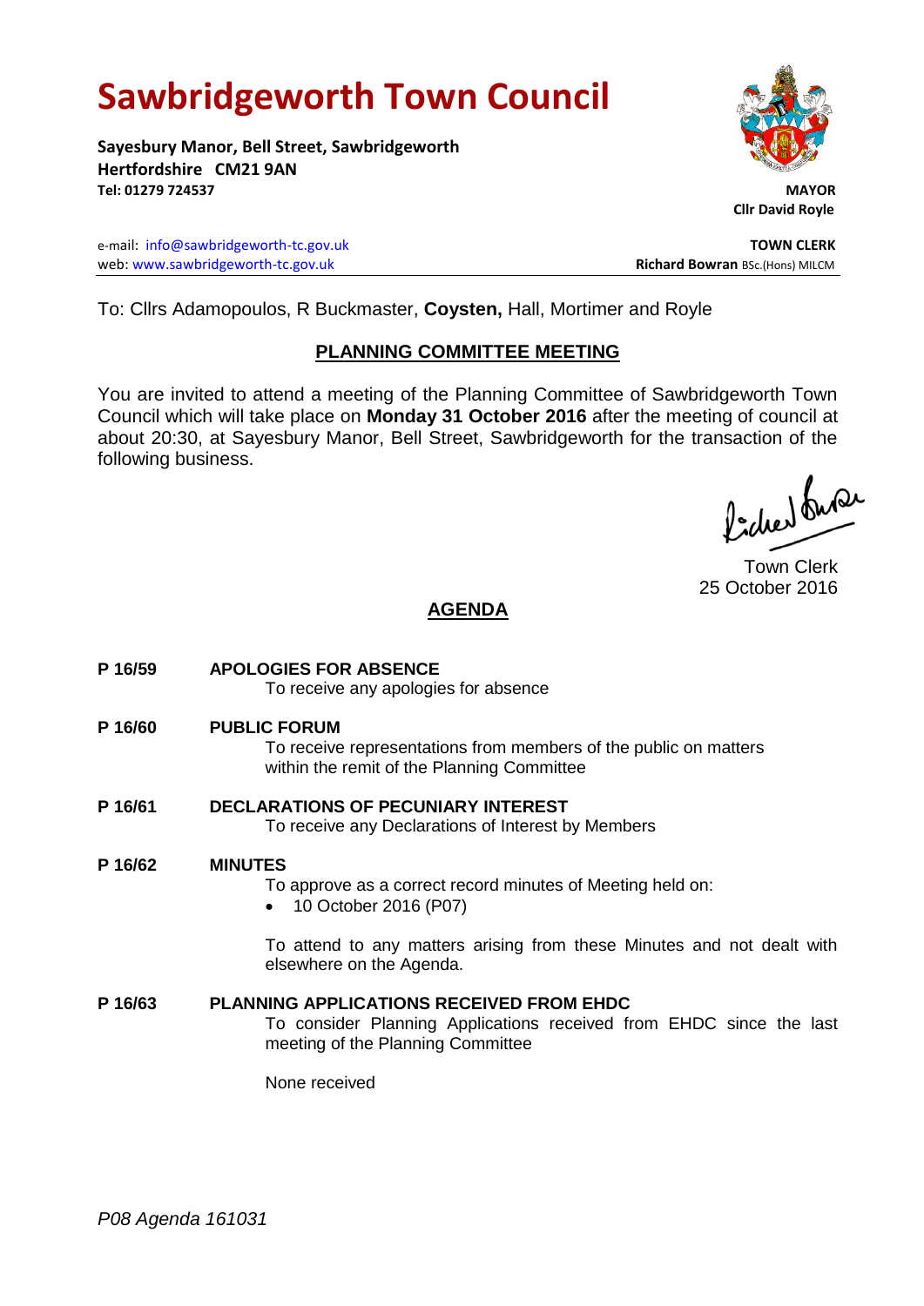# Sawbridgeworth Town Council

**Sayesbury Manor, Bell Street, Sawbridgeworth**
**Hertfordshire CM21 9AN**
**Tel: 01279 724537**

**MAYOR**
**Cllr David Royle**

e-mail: info@sawbridgeworth-tc.gov.uk
web: www.sawbridgeworth-tc.gov.uk

**TOWN CLERK**
**Richard Bowran** BSc.(Hons) MILCM

To: Cllrs Adamopoulos, R Buckmaster, **Coysten,** Hall, Mortimer and Royle

## PLANNING COMMITTEE MEETING

You are invited to attend a meeting of the Planning Committee of Sawbridgeworth Town Council which will take place on **Monday 31 October 2016** after the meeting of council at about 20:30, at Sayesbury Manor, Bell Street, Sawbridgeworth for the transaction of the following business.

Town Clerk
25 October 2016

## AGENDA

**P 16/59 APOLOGIES FOR ABSENCE**
To receive any apologies for absence

**P 16/60 PUBLIC FORUM**
To receive representations from members of the public on matters within the remit of the Planning Committee

**P 16/61 DECLARATIONS OF PECUNIARY INTEREST**
To receive any Declarations of Interest by Members

**P 16/62 MINUTES**
To approve as a correct record minutes of Meeting held on:

- 10 October 2016 (P07)

To attend to any matters arising from these Minutes and not dealt with elsewhere on the Agenda.

**P 16/63 PLANNING APPLICATIONS RECEIVED FROM EHDC**
To consider Planning Applications received from EHDC since the last meeting of the Planning Committee

None received

*P08 Agenda 161031*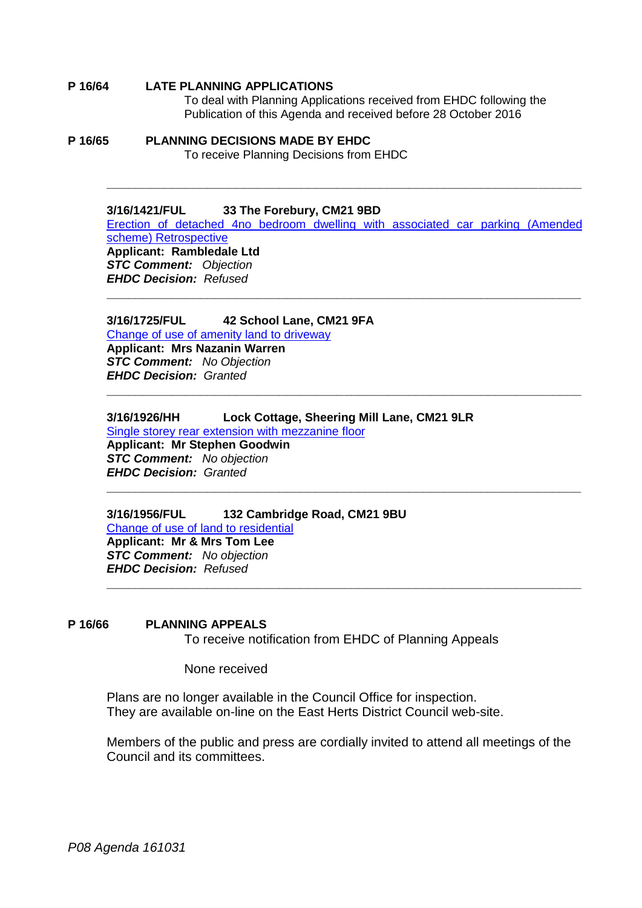**P 16/64 LATE PLANNING APPLICATIONS**

To deal with Planning Applications received from EHDC following the Publication of this Agenda and received before 28 October 2016

**P 16/65 PLANNING DECISIONS MADE BY EHDC**

To receive Planning Decisions from EHDC

---

**3/16/1421/FUL 33 The Forebury, CM21 9BD**

Erection of detached 4no bedroom dwelling with associated car parking (Amended scheme) Retrospective

**Applicant: Rambledale Ltd**

***STC Comment:*** *Objection*

***EHDC Decision:*** *Refused*

---

**3/16/1725/FUL 42 School Lane, CM21 9FA**

Change of use of amenity land to driveway

**Applicant: Mrs Nazanin Warren**

***STC Comment:*** *No Objection*

***EHDC Decision:*** *Granted*

---

**3/16/1926/HH Lock Cottage, Sheering Mill Lane, CM21 9LR**

Single storey rear extension with mezzanine floor

**Applicant: Mr Stephen Goodwin**

***STC Comment:*** *No objection*

***EHDC Decision:*** *Granted*

---

**3/16/1956/FUL 132 Cambridge Road, CM21 9BU**

Change of use of land to residential

**Applicant: Mr & Mrs Tom Lee**

***STC Comment:*** *No objection*

***EHDC Decision:*** *Refused*

---

**P 16/66 PLANNING APPEALS**

To receive notification from EHDC of Planning Appeals

None received

Plans are no longer available in the Council Office for inspection. They are available on-line on the East Herts District Council web-site.

Members of the public and press are cordially invited to attend all meetings of the Council and its committees.